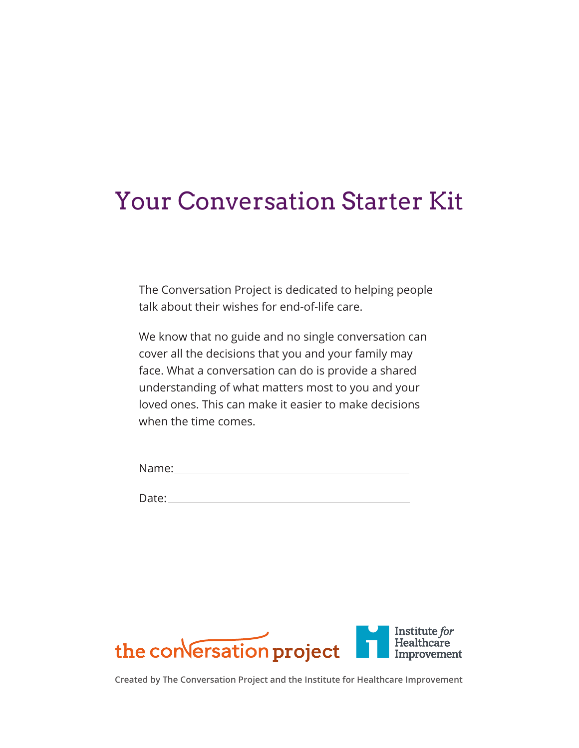# Your Conversation Starter Kit

The Conversation Project is dedicated to helping people talk about their wishes for end-of-life care.

We know that no guide and no single conversation can cover all the decisions that you and your family may face. What a conversation can do is provide a shared understanding of what matters most to you and your loved ones. This can make it easier to make decisions when the time comes.

Name: ____________________________________

Date: ____________________________________

the conversation project

Institute *for* Healthcare Improvement

**Created by The Conversation Project and the Institute for Healthcare Improvement**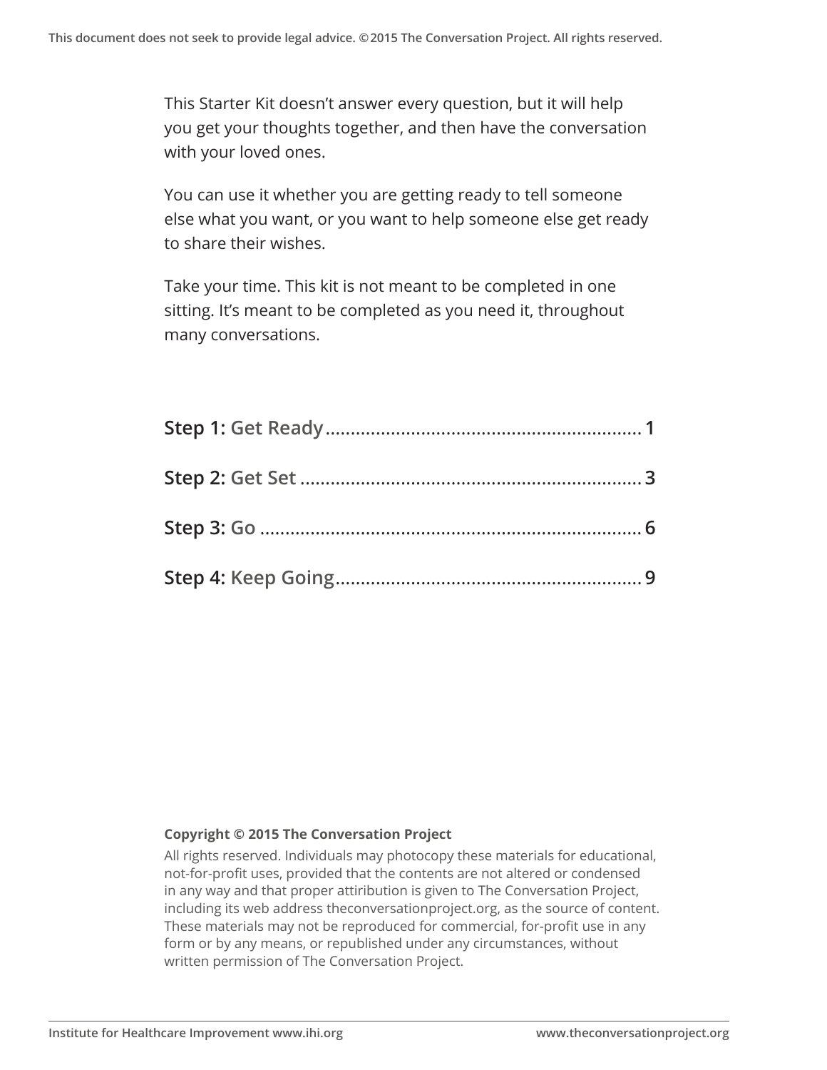This Starter Kit doesn't answer every question, but it will help you get your thoughts together, and then have the conversation with your loved ones.

You can use it whether you are getting ready to tell someone else what you want, or you want to help someone else get ready to share their wishes.

Take your time. This kit is not meant to be completed in one sitting. It's meant to be completed as you need it, throughout many conversations.

**Step 1:** Get Ready ........................................................ 1

**Step 2:** Get Set ........................................................ 3

**Step 3:** Go ........................................................ 6

**Step 4:** Keep Going ........................................................ 9

**Copyright © 2015 The Conversation Project**

All rights reserved. Individuals may photocopy these materials for educational, not-for-profit uses, provided that the contents are not altered or condensed in any way and that proper attiribution is given to The Conversation Project, including its web address theconversationproject.org, as the source of content. These materials may not be reproduced for commercial, for-profit use in any form or by any means, or republished under any circumstances, without written permission of The Conversation Project.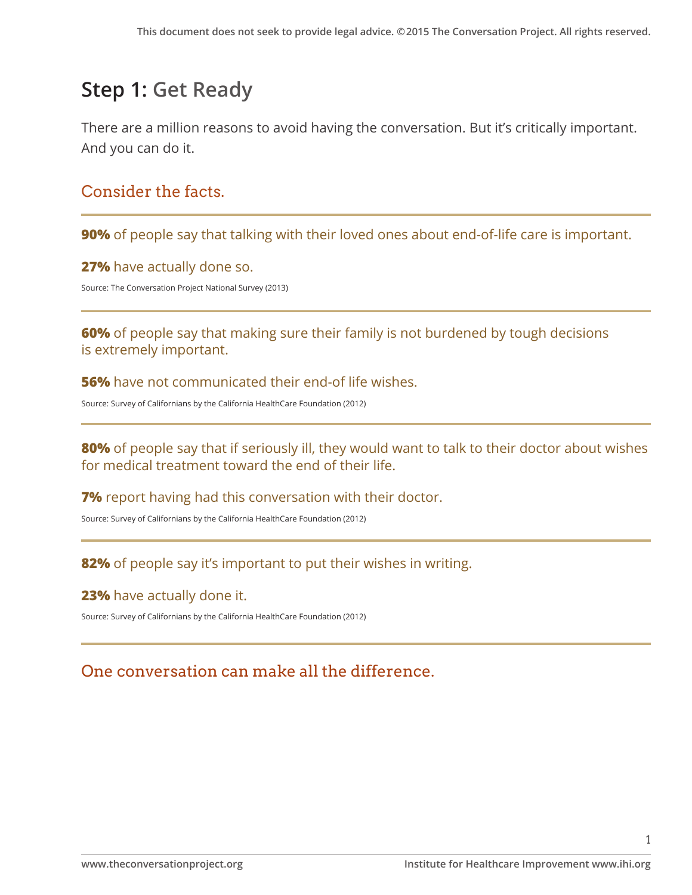## Step 1: Get Ready

There are a million reasons to avoid having the conversation. But it's critically important. And you can do it.

### Consider the facts.

---

**90%** of people say that talking with their loved ones about end-of-life care is important.

**27%** have actually done so.

Source: The Conversation Project National Survey (2013)

---

**60%** of people say that making sure their family is not burdened by tough decisions is extremely important.

**56%** have not communicated their end-of life wishes.

Source: Survey of Californians by the California HealthCare Foundation (2012)

---

**80%** of people say that if seriously ill, they would want to talk to their doctor about wishes for medical treatment toward the end of their life.

**7%** report having had this conversation with their doctor.

Source: Survey of Californians by the California HealthCare Foundation (2012)

---

**82%** of people say it's important to put their wishes in writing.

**23%** have actually done it.

Source: Survey of Californians by the California HealthCare Foundation (2012)

---

### One conversation can make all the difference.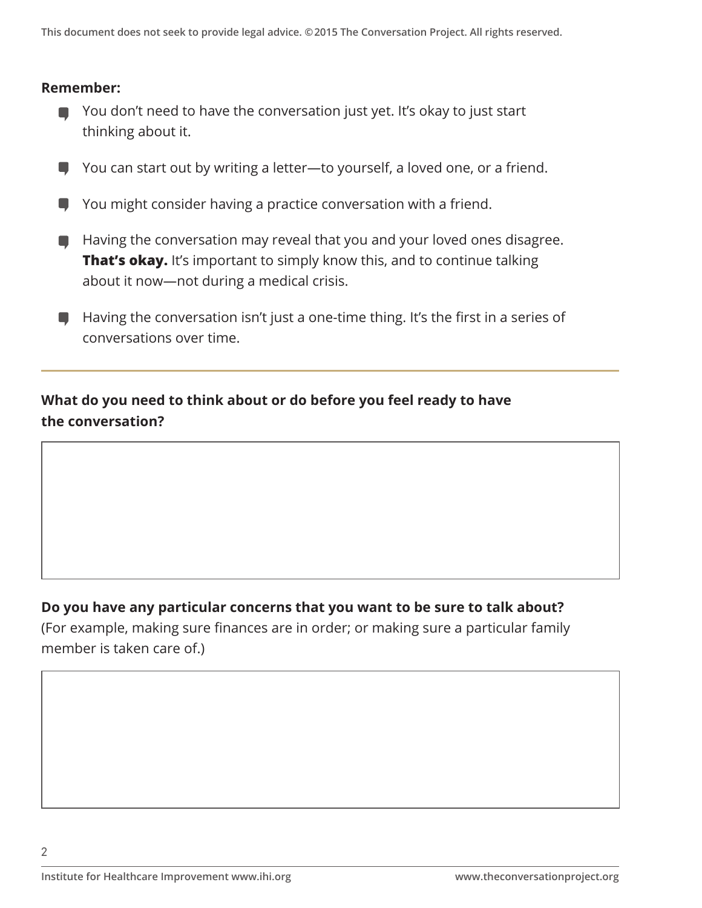**Remember:**

- You don't need to have the conversation just yet. It's okay to just start thinking about it.
- You can start out by writing a letter—to yourself, a loved one, or a friend.
- You might consider having a practice conversation with a friend.
- Having the conversation may reveal that you and your loved ones disagree. **That's okay.** It's important to simply know this, and to continue talking about it now—not during a medical crisis.
- Having the conversation isn't just a one-time thing. It's the first in a series of conversations over time.

---

**What do you need to think about or do before you feel ready to have the conversation?**

**Do you have any particular concerns that you want to be sure to talk about?** (For example, making sure finances are in order; or making sure a particular family member is taken care of.)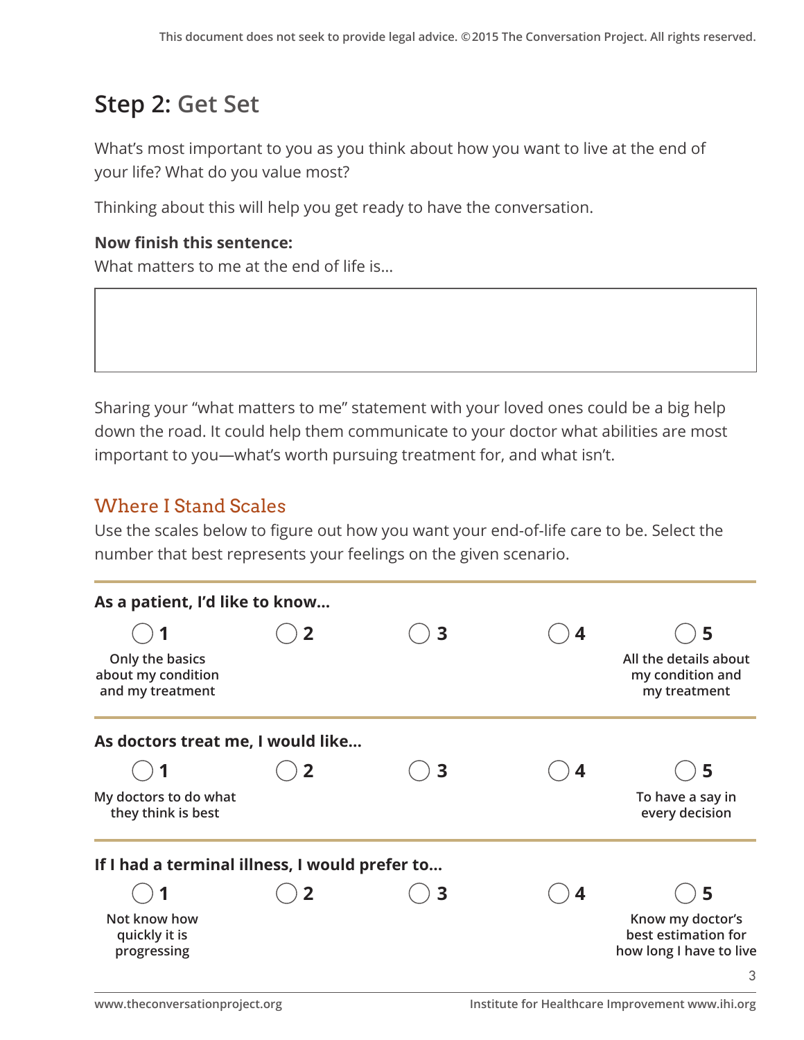## Step 2: Get Set

What's most important to you as you think about how you want to live at the end of your life? What do you value most?

Thinking about this will help you get ready to have the conversation.

**Now finish this sentence:**
What matters to me at the end of life is...

Sharing your "what matters to me" statement with your loved ones could be a big help down the road. It could help them communicate to your doctor what abilities are most important to you—what's worth pursuing treatment for, and what isn't.

### Where I Stand Scales

Use the scales below to figure out how you want your end-of-life care to be. Select the number that best represents your feelings on the given scenario.

**As a patient, I'd like to know...**

| ○ 1 | ○ 2 | ○ 3 | ○ 4 | ○ 5 |
|---|---|---|---|---|
| Only the basics about my condition and my treatment | | | | All the details about my condition and my treatment |

**As doctors treat me, I would like...**

| ○ 1 | ○ 2 | ○ 3 | ○ 4 | ○ 5 |
|---|---|---|---|---|
| My doctors to do what they think is best | | | | To have a say in every decision |

**If I had a terminal illness, I would prefer to...**

| ○ 1 | ○ 2 | ○ 3 | ○ 4 | ○ 5 |
|---|---|---|---|---|
| Not know how quickly it is progressing | | | | Know my doctor's best estimation for how long I have to live |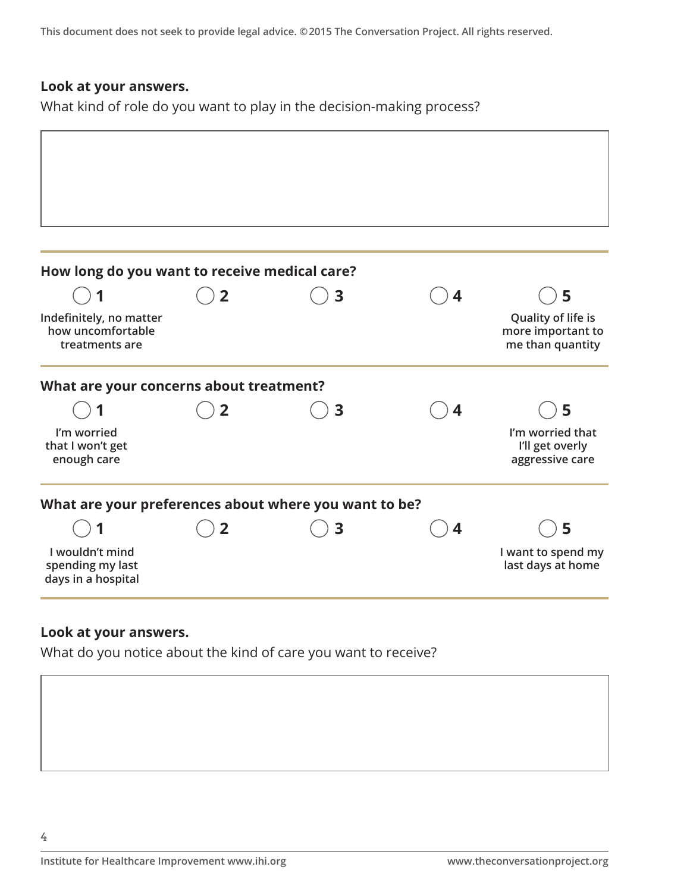**Look at your answers.**

What kind of role do you want to play in the decision-making process?

---

**How long do you want to receive medical care?**

| ◯ 1 | ◯ 2 | ◯ 3 | ◯ 4 | ◯ 5 |
|---|---|---|---|---|
| Indefinitely, no matter how uncomfortable treatments are | | | | Quality of life is more important to me than quantity |

**What are your concerns about treatment?**

| ◯ 1 | ◯ 2 | ◯ 3 | ◯ 4 | ◯ 5 |
|---|---|---|---|---|
| I'm worried that I won't get enough care | | | | I'm worried that I'll get overly aggressive care |

**What are your preferences about where you want to be?**

| ◯ 1 | ◯ 2 | ◯ 3 | ◯ 4 | ◯ 5 |
|---|---|---|---|---|
| I wouldn't mind spending my last days in a hospital | | | | I want to spend my last days at home |

---

**Look at your answers.**

What do you notice about the kind of care you want to receive?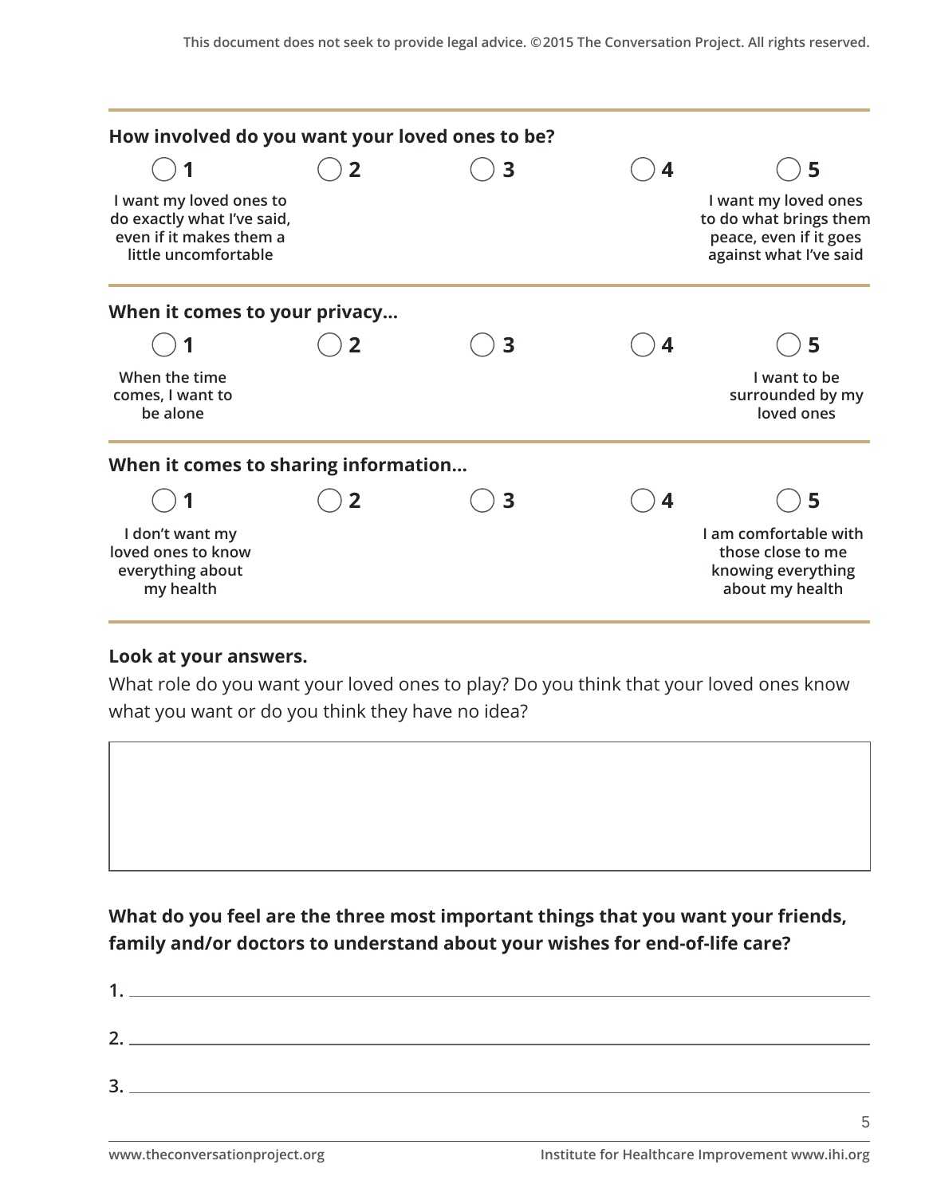This document does not seek to provide legal advice. ©2015 The Conversation Project. All rights reserved.

**How involved do you want your loved ones to be?**

| ◯ 1 | ◯ 2 | ◯ 3 | ◯ 4 | ◯ 5 |
|---|---|---|---|---|
| I want my loved ones to do exactly what I've said, even if it makes them a little uncomfortable | | | | I want my loved ones to do what brings them peace, even if it goes against what I've said |

**When it comes to your privacy...**

| ◯ 1 | ◯ 2 | ◯ 3 | ◯ 4 | ◯ 5 |
|---|---|---|---|---|
| When the time comes, I want to be alone | | | | I want to be surrounded by my loved ones |

**When it comes to sharing information...**

| ◯ 1 | ◯ 2 | ◯ 3 | ◯ 4 | ◯ 5 |
|---|---|---|---|---|
| I don't want my loved ones to know everything about my health | | | | I am comfortable with those close to me knowing everything about my health |

**Look at your answers.**

What role do you want your loved ones to play? Do you think that your loved ones know what you want or do you think they have no idea?

**What do you feel are the three most important things that you want your friends, family and/or doctors to understand about your wishes for end-of-life care?**

1. \_\_\_\_\_\_\_\_\_\_\_\_\_\_\_\_\_\_\_\_\_\_\_\_\_\_\_\_\_\_\_\_

2. \_\_\_\_\_\_\_\_\_\_\_\_\_\_\_\_\_\_\_\_\_\_\_\_\_\_\_\_\_\_\_\_

3. \_\_\_\_\_\_\_\_\_\_\_\_\_\_\_\_\_\_\_\_\_\_\_\_\_\_\_\_\_\_\_\_

www.theconversationproject.org

Institute for Healthcare Improvement www.ihi.org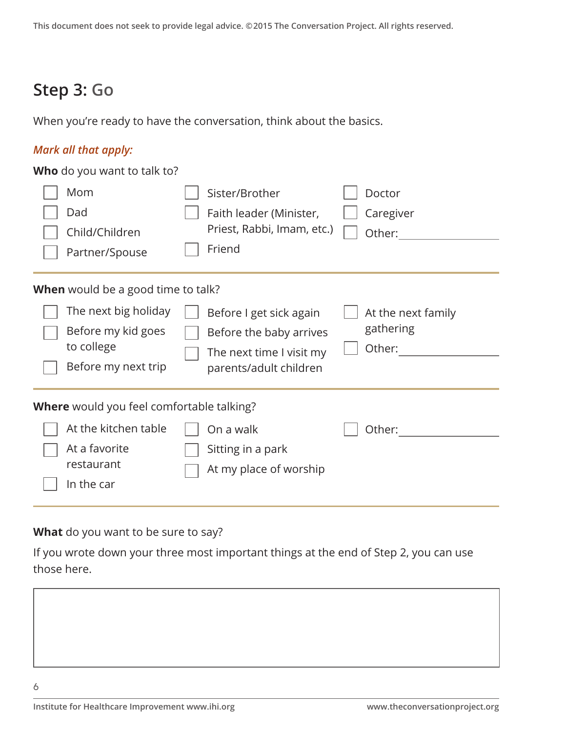## Step 3: Go

When you're ready to have the conversation, think about the basics.

*Mark all that apply:*

**Who** do you want to talk to?

- [ ] Mom
- [ ] Dad
- [ ] Child/Children
- [ ] Partner/Spouse
- [ ] Sister/Brother
- [ ] Faith leader (Minister, Priest, Rabbi, Imam, etc.)
- [ ] Friend
- [ ] Doctor
- [ ] Caregiver
- [ ] Other:___________

---

**When** would be a good time to talk?

- [ ] The next big holiday
- [ ] Before my kid goes to college
- [ ] Before my next trip
- [ ] Before I get sick again
- [ ] Before the baby arrives
- [ ] The next time I visit my parents/adult children
- [ ] At the next family gathering
- [ ] Other:___________

---

**Where** would you feel comfortable talking?

- [ ] At the kitchen table
- [ ] At a favorite restaurant
- [ ] In the car
- [ ] On a walk
- [ ] Sitting in a park
- [ ] At my place of worship
- [ ] Other:___________

---

**What** do you want to be sure to say?

If you wrote down your three most important things at the end of Step 2, you can use those here.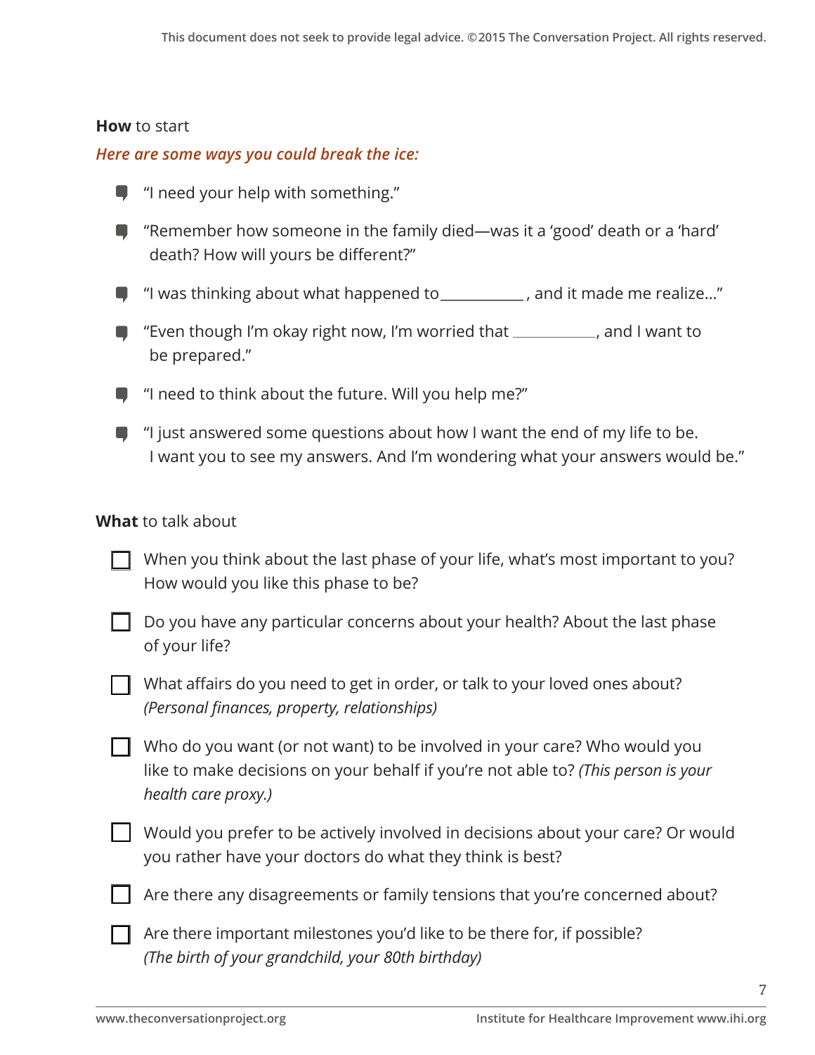**How** to start

*Here are some ways you could break the ice:*

- "I need your help with something."
- "Remember how someone in the family died—was it a 'good' death or a 'hard' death? How will yours be different?"
- "I was thinking about what happened to ___________ , and it made me realize…"
- "Even though I'm okay right now, I'm worried that ___________, and I want to be prepared."
- "I need to think about the future. Will you help me?"
- "I just answered some questions about how I want the end of my life to be. I want you to see my answers. And I'm wondering what your answers would be."

**What** to talk about

- [ ] When you think about the last phase of your life, what's most important to you? How would you like this phase to be?
- [ ] Do you have any particular concerns about your health? About the last phase of your life?
- [ ] What affairs do you need to get in order, or talk to your loved ones about? *(Personal finances, property, relationships)*
- [ ] Who do you want (or not want) to be involved in your care? Who would you like to make decisions on your behalf if you're not able to? *(This person is your health care proxy.)*
- [ ] Would you prefer to be actively involved in decisions about your care? Or would you rather have your doctors do what they think is best?
- [ ] Are there any disagreements or family tensions that you're concerned about?
- [ ] Are there important milestones you'd like to be there for, if possible? *(The birth of your grandchild, your 80th birthday)*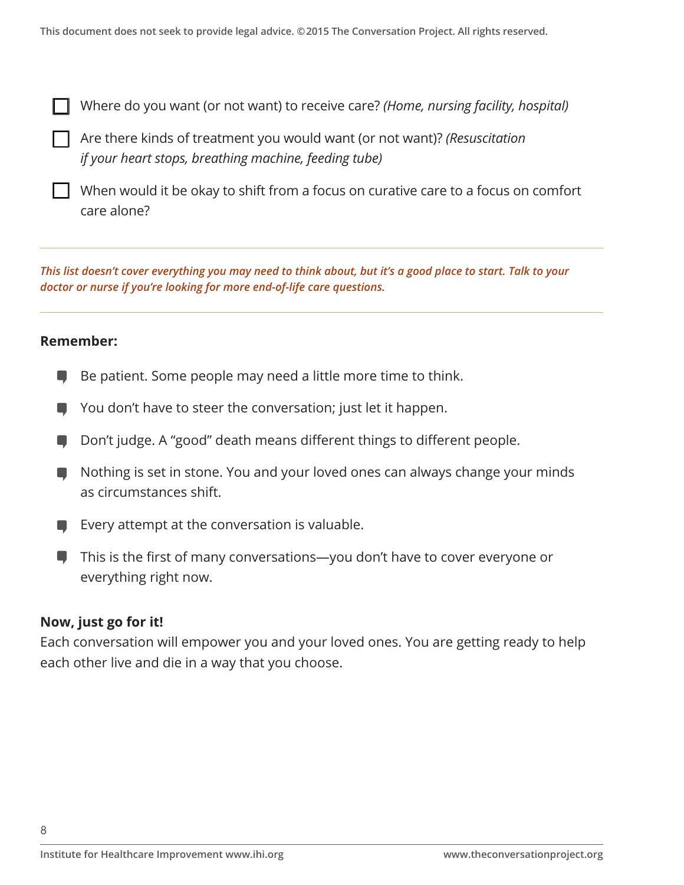- [ ] Where do you want (or not want) to receive care? *(Home, nursing facility, hospital)*
- [ ] Are there kinds of treatment you would want (or not want)? *(Resuscitation if your heart stops, breathing machine, feeding tube)*
- [ ] When would it be okay to shift from a focus on curative care to a focus on comfort care alone?

---

***This list doesn't cover everything you may need to think about, but it's a good place to start. Talk to your doctor or nurse if you're looking for more end-of-life care questions.***

---

**Remember:**

- Be patient. Some people may need a little more time to think.
- You don't have to steer the conversation; just let it happen.
- Don't judge. A "good" death means different things to different people.
- Nothing is set in stone. You and your loved ones can always change your minds as circumstances shift.
- Every attempt at the conversation is valuable.
- This is the first of many conversations—you don't have to cover everyone or everything right now.

**Now, just go for it!**
Each conversation will empower you and your loved ones. You are getting ready to help each other live and die in a way that you choose.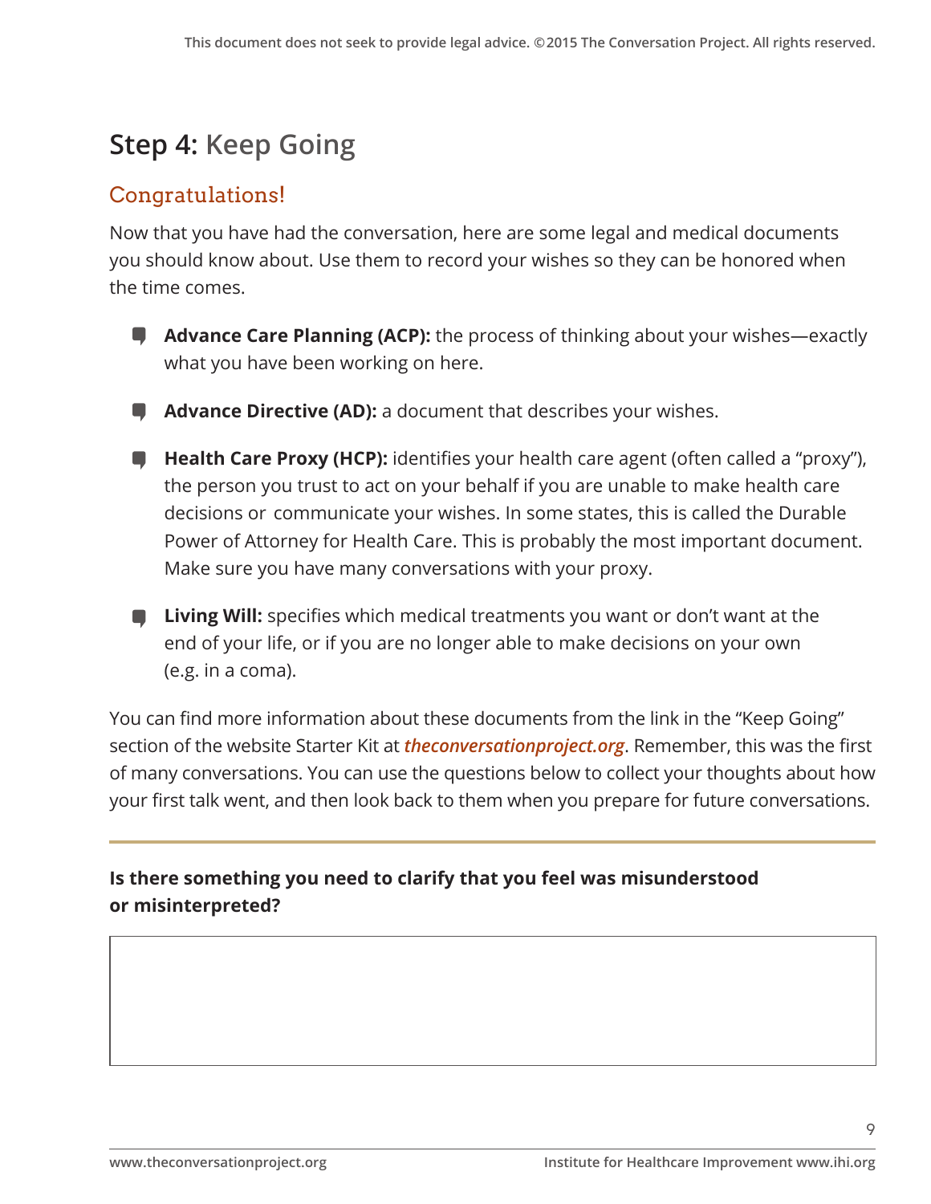## Step 4: Keep Going

### Congratulations!

Now that you have had the conversation, here are some legal and medical documents you should know about. Use them to record your wishes so they can be honored when the time comes.

- **Advance Care Planning (ACP):** the process of thinking about your wishes—exactly what you have been working on here.
- **Advance Directive (AD):** a document that describes your wishes.
- **Health Care Proxy (HCP):** identifies your health care agent (often called a "proxy"), the person you trust to act on your behalf if you are unable to make health care decisions or communicate your wishes. In some states, this is called the Durable Power of Attorney for Health Care. This is probably the most important document. Make sure you have many conversations with your proxy.
- **Living Will:** specifies which medical treatments you want or don't want at the end of your life, or if you are no longer able to make decisions on your own (e.g. in a coma).

You can find more information about these documents from the link in the "Keep Going" section of the website Starter Kit at ***theconversationproject.org***. Remember, this was the first of many conversations. You can use the questions below to collect your thoughts about how your first talk went, and then look back to them when you prepare for future conversations.

---

**Is there something you need to clarify that you feel was misunderstood or misinterpreted?**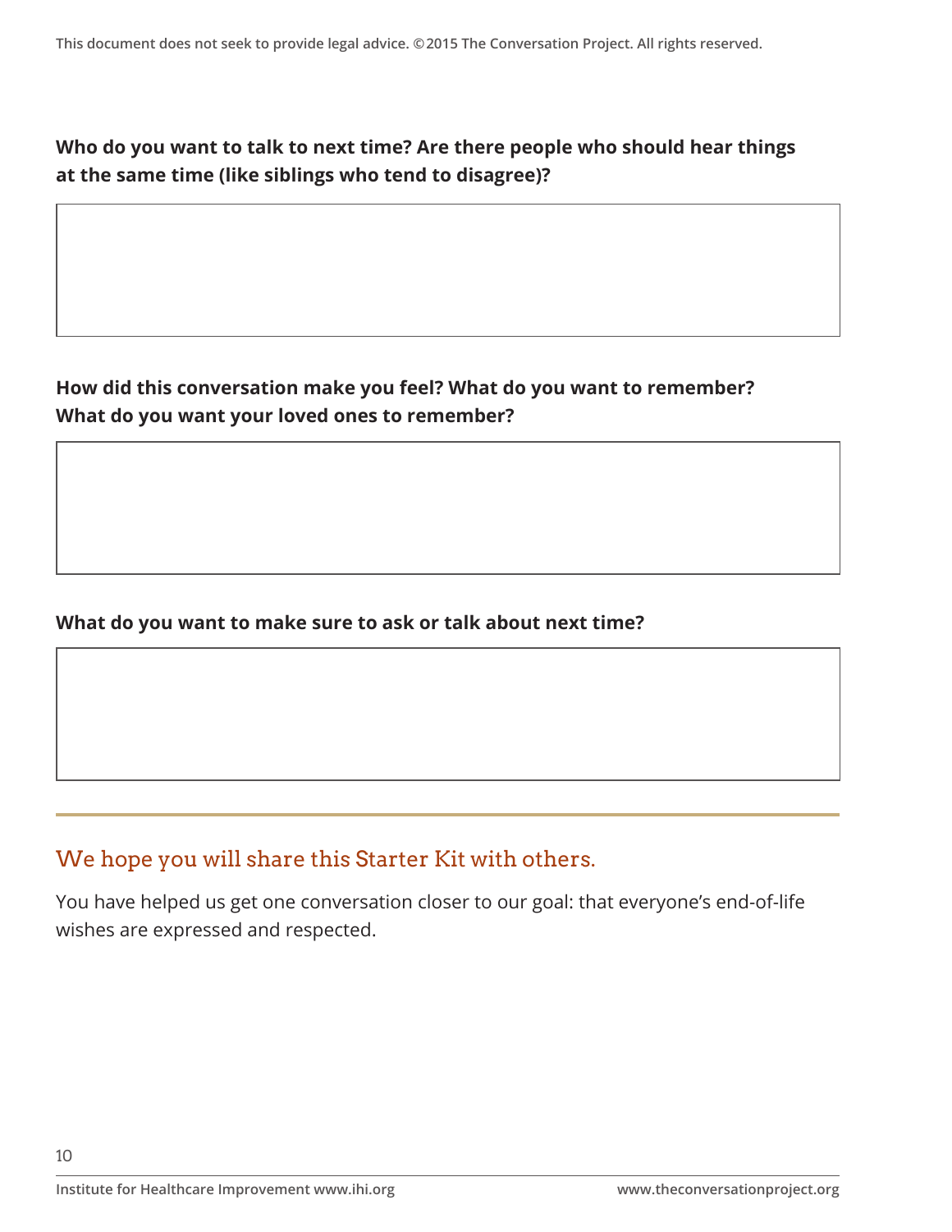**Who do you want to talk to next time? Are there people who should hear things at the same time (like siblings who tend to disagree)?**

**How did this conversation make you feel? What do you want to remember? What do you want your loved ones to remember?**

**What do you want to make sure to ask or talk about next time?**

---

## We hope you will share this Starter Kit with others.

You have helped us get one conversation closer to our goal: that everyone's end-of-life wishes are expressed and respected.